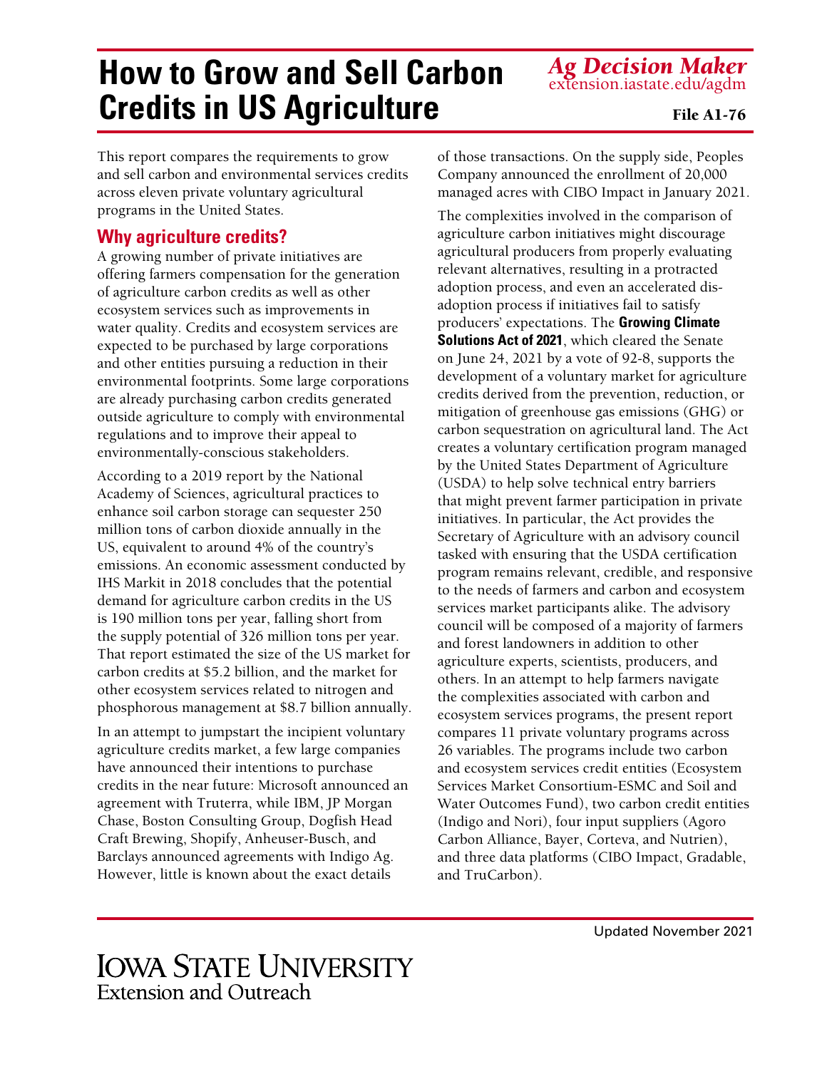# How to Grow and Sell Carbon Credits in US Agriculture

*Ag Decision Maker*
extension.iastate.edu/agdm

File A1-76

This report compares the requirements to grow and sell carbon and environmental services credits across eleven private voluntary agricultural programs in the United States.

## Why agriculture credits?

A growing number of private initiatives are offering farmers compensation for the generation of agriculture carbon credits as well as other ecosystem services such as improvements in water quality. Credits and ecosystem services are expected to be purchased by large corporations and other entities pursuing a reduction in their environmental footprints. Some large corporations are already purchasing carbon credits generated outside agriculture to comply with environmental regulations and to improve their appeal to environmentally-conscious stakeholders.

According to a 2019 report by the National Academy of Sciences, agricultural practices to enhance soil carbon storage can sequester 250 million tons of carbon dioxide annually in the US, equivalent to around 4% of the country's emissions. An economic assessment conducted by IHS Markit in 2018 concludes that the potential demand for agriculture carbon credits in the US is 190 million tons per year, falling short from the supply potential of 326 million tons per year. That report estimated the size of the US market for carbon credits at $5.2 billion, and the market for other ecosystem services related to nitrogen and phosphorous management at $8.7 billion annually.

In an attempt to jumpstart the incipient voluntary agriculture credits market, a few large companies have announced their intentions to purchase credits in the near future: Microsoft announced an agreement with Truterra, while IBM, JP Morgan Chase, Boston Consulting Group, Dogfish Head Craft Brewing, Shopify, Anheuser-Busch, and Barclays announced agreements with Indigo Ag. However, little is known about the exact details of those transactions. On the supply side, Peoples Company announced the enrollment of 20,000 managed acres with CIBO Impact in January 2021.

The complexities involved in the comparison of agriculture carbon initiatives might discourage agricultural producers from properly evaluating relevant alternatives, resulting in a protracted adoption process, and even an accelerated dis-adoption process if initiatives fail to satisfy producers' expectations. The **Growing Climate Solutions Act of 2021**, which cleared the Senate on June 24, 2021 by a vote of 92-8, supports the development of a voluntary market for agriculture credits derived from the prevention, reduction, or mitigation of greenhouse gas emissions (GHG) or carbon sequestration on agricultural land. The Act creates a voluntary certification program managed by the United States Department of Agriculture (USDA) to help solve technical entry barriers that might prevent farmer participation in private initiatives. In particular, the Act provides the Secretary of Agriculture with an advisory council tasked with ensuring that the USDA certification program remains relevant, credible, and responsive to the needs of farmers and carbon and ecosystem services market participants alike. The advisory council will be composed of a majority of farmers and forest landowners in addition to other agriculture experts, scientists, producers, and others. In an attempt to help farmers navigate the complexities associated with carbon and ecosystem services programs, the present report compares 11 private voluntary programs across 26 variables. The programs include two carbon and ecosystem services credit entities (Ecosystem Services Market Consortium-ESMC and Soil and Water Outcomes Fund), two carbon credit entities (Indigo and Nori), four input suppliers (Agoro Carbon Alliance, Bayer, Corteva, and Nutrien), and three data platforms (CIBO Impact, Gradable, and TruCarbon).

Updated November 2021

Iowa State University
Extension and Outreach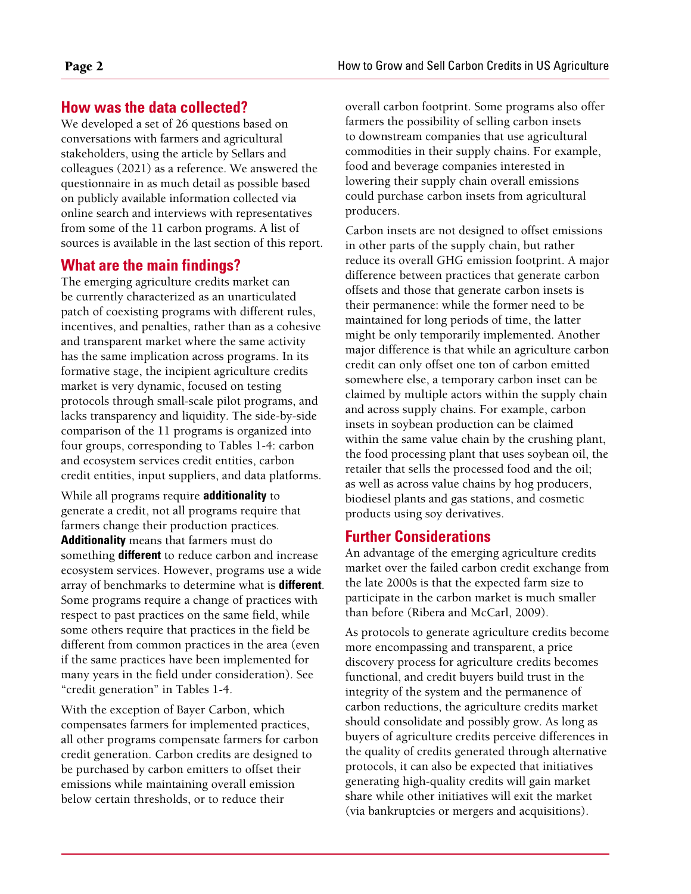## How was the data collected?

We developed a set of 26 questions based on conversations with farmers and agricultural stakeholders, using the article by Sellars and colleagues (2021) as a reference. We answered the questionnaire in as much detail as possible based on publicly available information collected via online search and interviews with representatives from some of the 11 carbon programs. A list of sources is available in the last section of this report.

## What are the main findings?

The emerging agriculture credits market can be currently characterized as an unarticulated patch of coexisting programs with different rules, incentives, and penalties, rather than as a cohesive and transparent market where the same activity has the same implication across programs. In its formative stage, the incipient agriculture credits market is very dynamic, focused on testing protocols through small-scale pilot programs, and lacks transparency and liquidity. The side-by-side comparison of the 11 programs is organized into four groups, corresponding to Tables 1-4: carbon and ecosystem services credit entities, carbon credit entities, input suppliers, and data platforms.

While all programs require **additionality** to generate a credit, not all programs require that farmers change their production practices. **Additionality** means that farmers must do something **different** to reduce carbon and increase ecosystem services. However, programs use a wide array of benchmarks to determine what is **different**. Some programs require a change of practices with respect to past practices on the same field, while some others require that practices in the field be different from common practices in the area (even if the same practices have been implemented for many years in the field under consideration). See "credit generation" in Tables 1-4.

With the exception of Bayer Carbon, which compensates farmers for implemented practices, all other programs compensate farmers for carbon credit generation. Carbon credits are designed to be purchased by carbon emitters to offset their emissions while maintaining overall emission below certain thresholds, or to reduce their overall carbon footprint. Some programs also offer farmers the possibility of selling carbon insets to downstream companies that use agricultural commodities in their supply chains. For example, food and beverage companies interested in lowering their supply chain overall emissions could purchase carbon insets from agricultural producers.

Carbon insets are not designed to offset emissions in other parts of the supply chain, but rather reduce its overall GHG emission footprint. A major difference between practices that generate carbon offsets and those that generate carbon insets is their permanence: while the former need to be maintained for long periods of time, the latter might be only temporarily implemented. Another major difference is that while an agriculture carbon credit can only offset one ton of carbon emitted somewhere else, a temporary carbon inset can be claimed by multiple actors within the supply chain and across supply chains. For example, carbon insets in soybean production can be claimed within the same value chain by the crushing plant, the food processing plant that uses soybean oil, the retailer that sells the processed food and the oil; as well as across value chains by hog producers, biodiesel plants and gas stations, and cosmetic products using soy derivatives.

## Further Considerations

An advantage of the emerging agriculture credits market over the failed carbon credit exchange from the late 2000s is that the expected farm size to participate in the carbon market is much smaller than before (Ribera and McCarl, 2009).

As protocols to generate agriculture credits become more encompassing and transparent, a price discovery process for agriculture credits becomes functional, and credit buyers build trust in the integrity of the system and the permanence of carbon reductions, the agriculture credits market should consolidate and possibly grow. As long as buyers of agriculture credits perceive differences in the quality of credits generated through alternative protocols, it can also be expected that initiatives generating high-quality credits will gain market share while other initiatives will exit the market (via bankruptcies or mergers and acquisitions).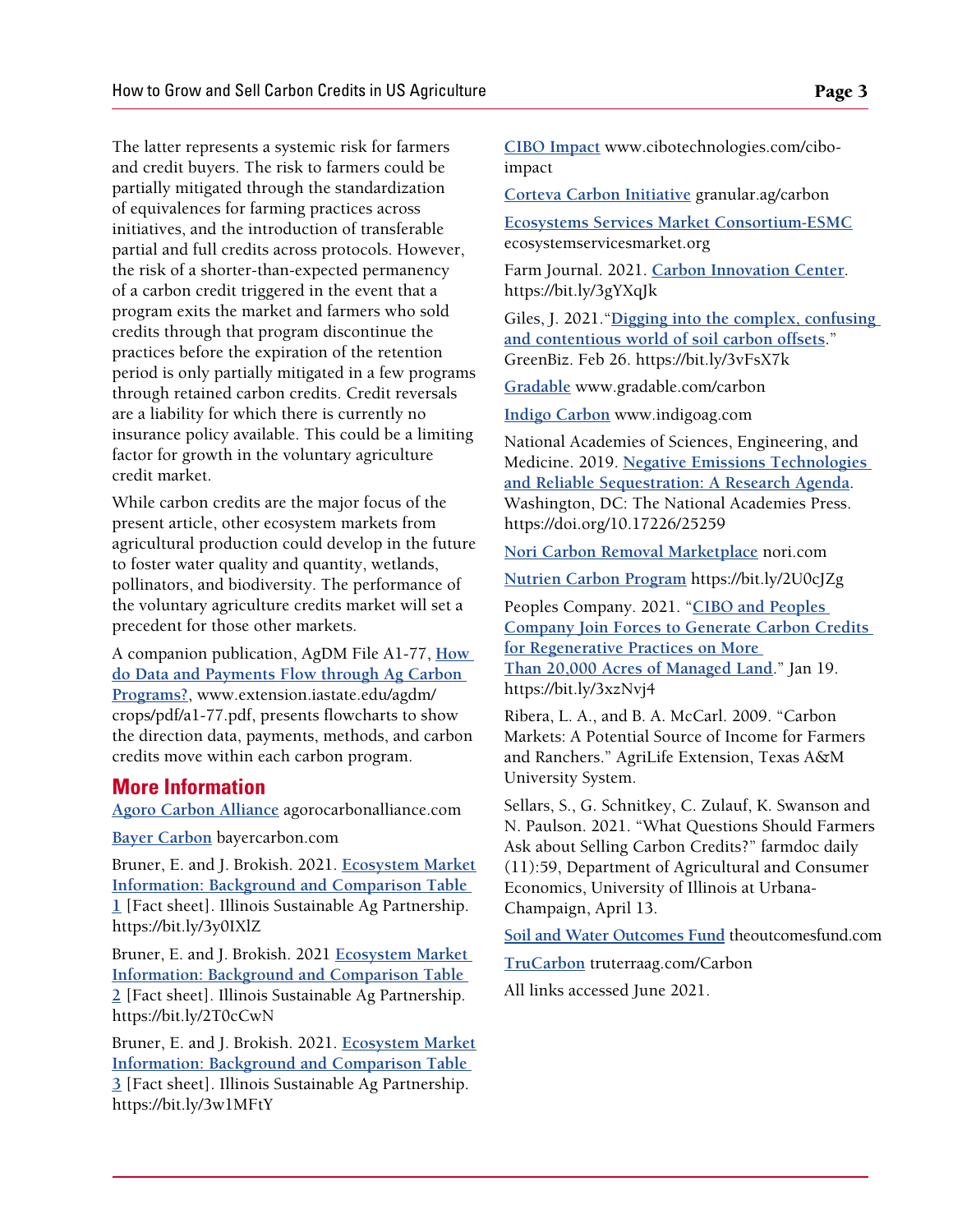The latter represents a systemic risk for farmers and credit buyers. The risk to farmers could be partially mitigated through the standardization of equivalences for farming practices across initiatives, and the introduction of transferable partial and full credits across protocols. However, the risk of a shorter-than-expected permanency of a carbon credit triggered in the event that a program exits the market and farmers who sold credits through that program discontinue the practices before the expiration of the retention period is only partially mitigated in a few programs through retained carbon credits. Credit reversals are a liability for which there is currently no insurance policy available. This could be a limiting factor for growth in the voluntary agriculture credit market.

While carbon credits are the major focus of the present article, other ecosystem markets from agricultural production could develop in the future to foster water quality and quantity, wetlands, pollinators, and biodiversity. The performance of the voluntary agriculture credits market will set a precedent for those other markets.

A companion publication, AgDM File A1-77, How do Data and Payments Flow through Ag Carbon Programs?, www.extension.iastate.edu/agdm/crops/pdf/a1-77.pdf, presents flowcharts to show the direction data, payments, methods, and carbon credits move within each carbon program.

## More Information

Agoro Carbon Alliance agorocarbonalliance.com

Bayer Carbon bayercarbon.com

Bruner, E. and J. Brokish. 2021. Ecosystem Market Information: Background and Comparison Table 1 [Fact sheet]. Illinois Sustainable Ag Partnership. https://bit.ly/3y0IXlZ

Bruner, E. and J. Brokish. 2021 Ecosystem Market Information: Background and Comparison Table 2 [Fact sheet]. Illinois Sustainable Ag Partnership. https://bit.ly/2T0cCwN

Bruner, E. and J. Brokish. 2021. Ecosystem Market Information: Background and Comparison Table 3 [Fact sheet]. Illinois Sustainable Ag Partnership. https://bit.ly/3w1MFtY

CIBO Impact www.cibotechnologies.com/cibo-impact

Corteva Carbon Initiative granular.ag/carbon

Ecosystems Services Market Consortium-ESMC ecosystemservicesmarket.org

Farm Journal. 2021. Carbon Innovation Center. https://bit.ly/3gYXqJk

Giles, J. 2021. "Digging into the complex, confusing and contentious world of soil carbon offsets." GreenBiz. Feb 26. https://bit.ly/3vFsX7k

Gradable www.gradable.com/carbon

Indigo Carbon www.indigoag.com

National Academies of Sciences, Engineering, and Medicine. 2019. Negative Emissions Technologies and Reliable Sequestration: A Research Agenda. Washington, DC: The National Academies Press. https://doi.org/10.17226/25259

Nori Carbon Removal Marketplace nori.com

Nutrien Carbon Program https://bit.ly/2U0cJZg

Peoples Company. 2021. "CIBO and Peoples Company Join Forces to Generate Carbon Credits for Regenerative Practices on More Than 20,000 Acres of Managed Land." Jan 19. https://bit.ly/3xzNvj4

Ribera, L. A., and B. A. McCarl. 2009. "Carbon Markets: A Potential Source of Income for Farmers and Ranchers." AgriLife Extension, Texas A&M University System.

Sellars, S., G. Schnitkey, C. Zulauf, K. Swanson and N. Paulson. 2021. "What Questions Should Farmers Ask about Selling Carbon Credits?" farmdoc daily (11):59, Department of Agricultural and Consumer Economics, University of Illinois at Urbana-Champaign, April 13.

Soil and Water Outcomes Fund theoutcomesfund.com

TruCarbon truterraag.com/Carbon

All links accessed June 2021.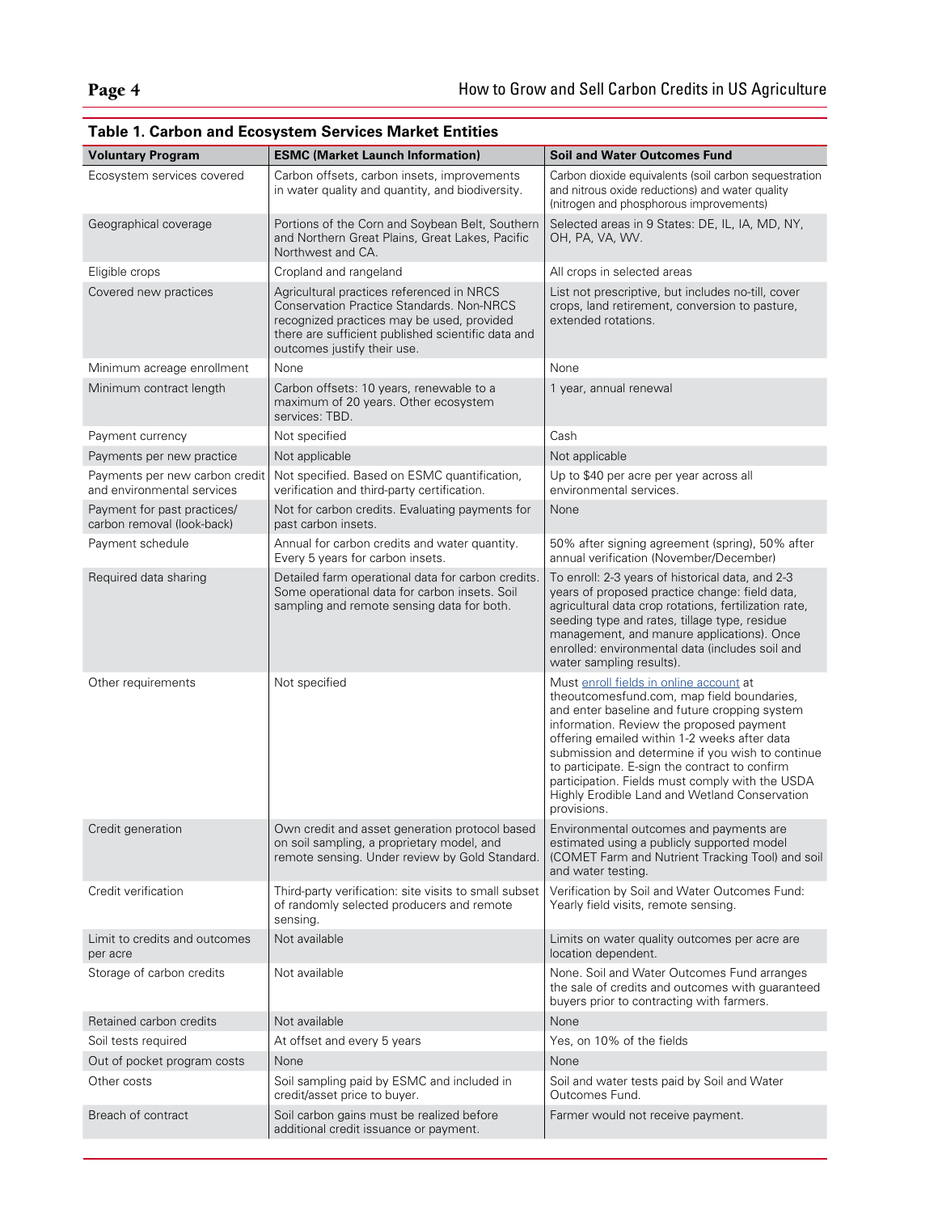**Table 1. Carbon and Ecosystem Services Market Entities**

| Voluntary Program | ESMC (Market Launch Information) | Soil and Water Outcomes Fund |
|---|---|---|
| Ecosystem services covered | Carbon offsets, carbon insets, improvements in water quality and quantity, and biodiversity. | Carbon dioxide equivalents (soil carbon sequestration and nitrous oxide reductions) and water quality (nitrogen and phosphorous improvements) |
| Geographical coverage | Portions of the Corn and Soybean Belt, Southern and Northern Great Plains, Great Lakes, Pacific Northwest and CA. | Selected areas in 9 States: DE, IL, IA, MD, NY, OH, PA, VA, WV. |
| Eligible crops | Cropland and rangeland | All crops in selected areas |
| Covered new practices | Agricultural practices referenced in NRCS Conservation Practice Standards. Non-NRCS recognized practices may be used, provided there are sufficient published scientific data and outcomes justify their use. | List not prescriptive, but includes no-till, cover crops, land retirement, conversion to pasture, extended rotations. |
| Minimum acreage enrollment | None | None |
| Minimum contract length | Carbon offsets: 10 years, renewable to a maximum of 20 years. Other ecosystem services: TBD. | 1 year, annual renewal |
| Payment currency | Not specified | Cash |
| Payments per new practice | Not applicable | Not applicable |
| Payments per new carbon credit and environmental services | Not specified. Based on ESMC quantification, verification and third-party certification. | Up to $40 per acre per year across all environmental services. |
| Payment for past practices/ carbon removal (look-back) | Not for carbon credits. Evaluating payments for past carbon insets. | None |
| Payment schedule | Annual for carbon credits and water quantity. Every 5 years for carbon insets. | 50% after signing agreement (spring), 50% after annual verification (November/December) |
| Required data sharing | Detailed farm operational data for carbon credits. Some operational data for carbon insets. Soil sampling and remote sensing data for both. | To enroll: 2-3 years of historical data, and 2-3 years of proposed practice change: field data, agricultural data crop rotations, fertilization rate, seeding type and rates, tillage type, residue management, and manure applications). Once enrolled: environmental data (includes soil and water sampling results). |
| Other requirements | Not specified | Must enroll fields in online account at theoutcomesfund.com, map field boundaries, and enter baseline and future cropping system information. Review the proposed payment offering emailed within 1-2 weeks after data submission and determine if you wish to continue to participate. E-sign the contract to confirm participation. Fields must comply with the USDA Highly Erodible Land and Wetland Conservation provisions. |
| Credit generation | Own credit and asset generation protocol based on soil sampling, a proprietary model, and remote sensing. Under review by Gold Standard. | Environmental outcomes and payments are estimated using a publicly supported model (COMET Farm and Nutrient Tracking Tool) and soil and water testing. |
| Credit verification | Third-party verification: site visits to small subset of randomly selected producers and remote sensing. | Verification by Soil and Water Outcomes Fund: Yearly field visits, remote sensing. |
| Limit to credits and outcomes per acre | Not available | Limits on water quality outcomes per acre are location dependent. |
| Storage of carbon credits | Not available | None. Soil and Water Outcomes Fund arranges the sale of credits and outcomes with guaranteed buyers prior to contracting with farmers. |
| Retained carbon credits | Not available | None |
| Soil tests required | At offset and every 5 years | Yes, on 10% of the fields |
| Out of pocket program costs | None | None |
| Other costs | Soil sampling paid by ESMC and included in credit/asset price to buyer. | Soil and water tests paid by Soil and Water Outcomes Fund. |
| Breach of contract | Soil carbon gains must be realized before additional credit issuance or payment. | Farmer would not receive payment. |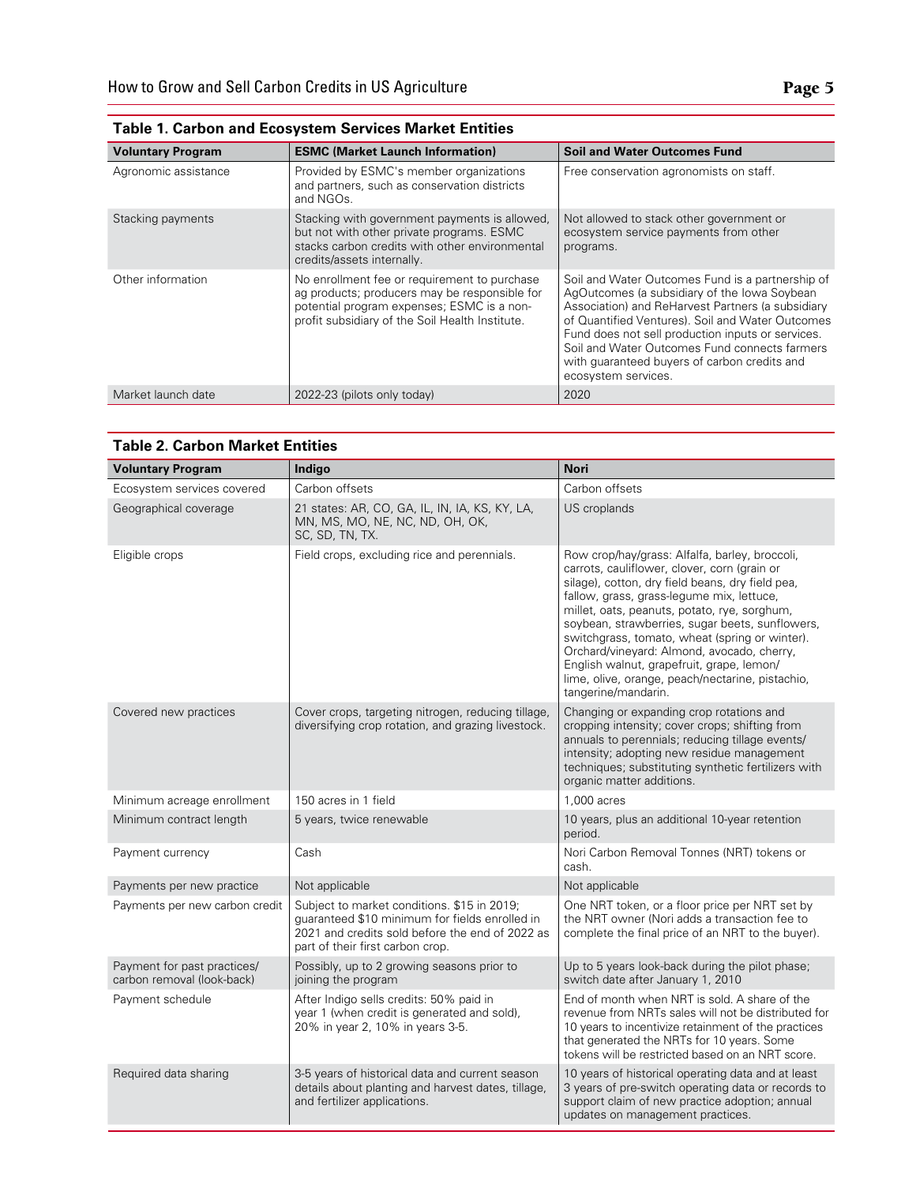**Table 1. Carbon and Ecosystem Services Market Entities**

| Voluntary Program | ESMC (Market Launch Information) | Soil and Water Outcomes Fund |
|---|---|---|
| Agronomic assistance | Provided by ESMC's member organizations and partners, such as conservation districts and NGOs. | Free conservation agronomists on staff. |
| Stacking payments | Stacking with government payments is allowed, but not with other private programs. ESMC stacks carbon credits with other environmental credits/assets internally. | Not allowed to stack other government or ecosystem service payments from other programs. |
| Other information | No enrollment fee or requirement to purchase ag products; producers may be responsible for potential program expenses; ESMC is a non-profit subsidiary of the Soil Health Institute. | Soil and Water Outcomes Fund is a partnership of AgOutcomes (a subsidiary of the Iowa Soybean Association) and ReHarvest Partners (a subsidiary of Quantified Ventures). Soil and Water Outcomes Fund does not sell production inputs or services. Soil and Water Outcomes Fund connects farmers with guaranteed buyers of carbon credits and ecosystem services. |
| Market launch date | 2022-23 (pilots only today) | 2020 |

**Table 2. Carbon Market Entities**

| Voluntary Program | Indigo | Nori |
|---|---|---|
| Ecosystem services covered | Carbon offsets | Carbon offsets |
| Geographical coverage | 21 states: AR, CO, GA, IL, IN, IA, KS, KY, LA, MN, MS, MO, NE, NC, ND, OH, OK, SC, SD, TN, TX. | US croplands |
| Eligible crops | Field crops, excluding rice and perennials. | Row crop/hay/grass: Alfalfa, barley, broccoli, carrots, cauliflower, clover, corn (grain or silage), cotton, dry field beans, dry field pea, fallow, grass, grass-legume mix, lettuce, millet, oats, peanuts, potato, rye, sorghum, soybean, strawberries, sugar beets, sunflowers, switchgrass, tomato, wheat (spring or winter). Orchard/vineyard: Almond, avocado, cherry, English walnut, grapefruit, grape, lemon/lime, olive, orange, peach/nectarine, pistachio, tangerine/mandarin. |
| Covered new practices | Cover crops, targeting nitrogen, reducing tillage, diversifying crop rotation, and grazing livestock. | Changing or expanding crop rotations and cropping intensity; cover crops; shifting from annuals to perennials; reducing tillage events/intensity; adopting new residue management techniques; substituting synthetic fertilizers with organic matter additions. |
| Minimum acreage enrollment | 150 acres in 1 field | 1,000 acres |
| Minimum contract length | 5 years, twice renewable | 10 years, plus an additional 10-year retention period. |
| Payment currency | Cash | Nori Carbon Removal Tonnes (NRT) tokens or cash. |
| Payments per new practice | Not applicable | Not applicable |
| Payments per new carbon credit | Subject to market conditions. $15 in 2019; guaranteed $10 minimum for fields enrolled in 2021 and credits sold before the end of 2022 as part of their first carbon crop. | One NRT token, or a floor price per NRT set by the NRT owner (Nori adds a transaction fee to complete the final price of an NRT to the buyer). |
| Payment for past practices/carbon removal (look-back) | Possibly, up to 2 growing seasons prior to joining the program | Up to 5 years look-back during the pilot phase; switch date after January 1, 2010 |
| Payment schedule | After Indigo sells credits: 50% paid in year 1 (when credit is generated and sold), 20% in year 2, 10% in years 3-5. | End of month when NRT is sold. A share of the revenue from NRTs sales will not be distributed for 10 years to incentivize retainment of the practices that generated the NRTs for 10 years. Some tokens will be restricted based on an NRT score. |
| Required data sharing | 3-5 years of historical data and current season details about planting and harvest dates, tillage, and fertilizer applications. | 10 years of historical operating data and at least 3 years of pre-switch operating data or records to support claim of new practice adoption; annual updates on management practices. |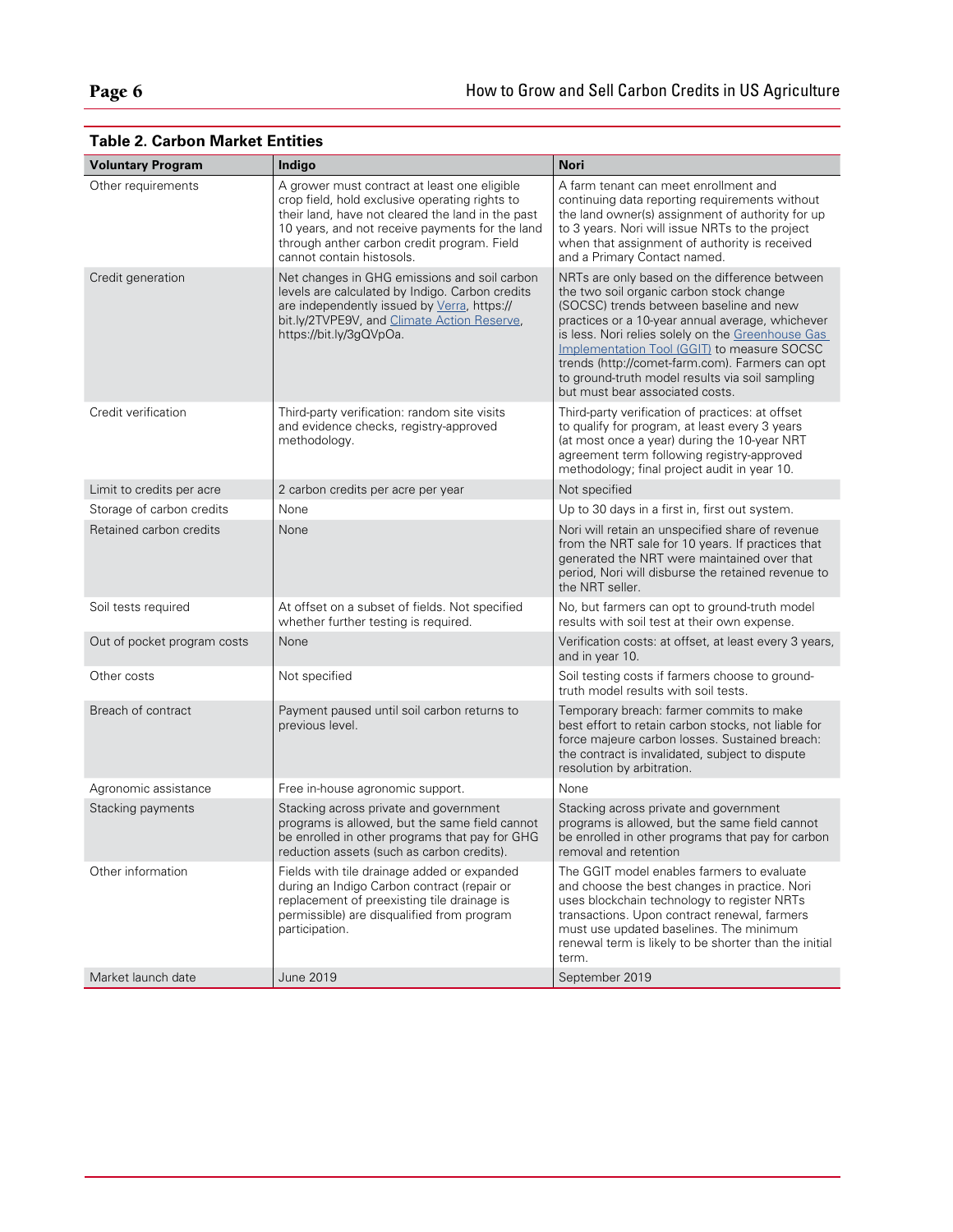**Table 2. Carbon Market Entities**

| Voluntary Program | Indigo | Nori |
|---|---|---|
| Other requirements | A grower must contract at least one eligible crop field, hold exclusive operating rights to their land, have not cleared the land in the past 10 years, and not receive payments for the land through anther carbon credit program. Field cannot contain histosols. | A farm tenant can meet enrollment and continuing data reporting requirements without the land owner(s) assignment of authority for up to 3 years. Nori will issue NRTs to the project when that assignment of authority is received and a Primary Contact named. |
| Credit generation | Net changes in GHG emissions and soil carbon levels are calculated by Indigo. Carbon credits are independently issued by Verra, https://bit.ly/2TVPE9V, and Climate Action Reserve, https://bit.ly/3gQVpOa. | NRTs are only based on the difference between the two soil organic carbon stock change (SOCSC) trends between baseline and new practices or a 10-year annual average, whichever is less. Nori relies solely on the Greenhouse Gas Implementation Tool (GGIT) to measure SOCSC trends (http://comet-farm.com). Farmers can opt to ground-truth model results via soil sampling but must bear associated costs. |
| Credit verification | Third-party verification: random site visits and evidence checks, registry-approved methodology. | Third-party verification of practices: at offset to qualify for program, at least every 3 years (at most once a year) during the 10-year NRT agreement term following registry-approved methodology; final project audit in year 10. |
| Limit to credits per acre | 2 carbon credits per acre per year | Not specified |
| Storage of carbon credits | None | Up to 30 days in a first in, first out system. |
| Retained carbon credits | None | Nori will retain an unspecified share of revenue from the NRT sale for 10 years. If practices that generated the NRT were maintained over that period, Nori will disburse the retained revenue to the NRT seller. |
| Soil tests required | At offset on a subset of fields. Not specified whether further testing is required. | No, but farmers can opt to ground-truth model results with soil test at their own expense. |
| Out of pocket program costs | None | Verification costs: at offset, at least every 3 years, and in year 10. |
| Other costs | Not specified | Soil testing costs if farmers choose to ground-truth model results with soil tests. |
| Breach of contract | Payment paused until soil carbon returns to previous level. | Temporary breach: farmer commits to make best effort to retain carbon stocks, not liable for force majeure carbon losses. Sustained breach: the contract is invalidated, subject to dispute resolution by arbitration. |
| Agronomic assistance | Free in-house agronomic support. | None |
| Stacking payments | Stacking across private and government programs is allowed, but the same field cannot be enrolled in other programs that pay for GHG reduction assets (such as carbon credits). | Stacking across private and government programs is allowed, but the same field cannot be enrolled in other programs that pay for carbon removal and retention |
| Other information | Fields with tile drainage added or expanded during an Indigo Carbon contract (repair or replacement of preexisting tile drainage is permissible) are disqualified from program participation. | The GGIT model enables farmers to evaluate and choose the best changes in practice. Nori uses blockchain technology to register NRTs transactions. Upon contract renewal, farmers must use updated baselines. The minimum renewal term is likely to be shorter than the initial term. |
| Market launch date | June 2019 | September 2019 |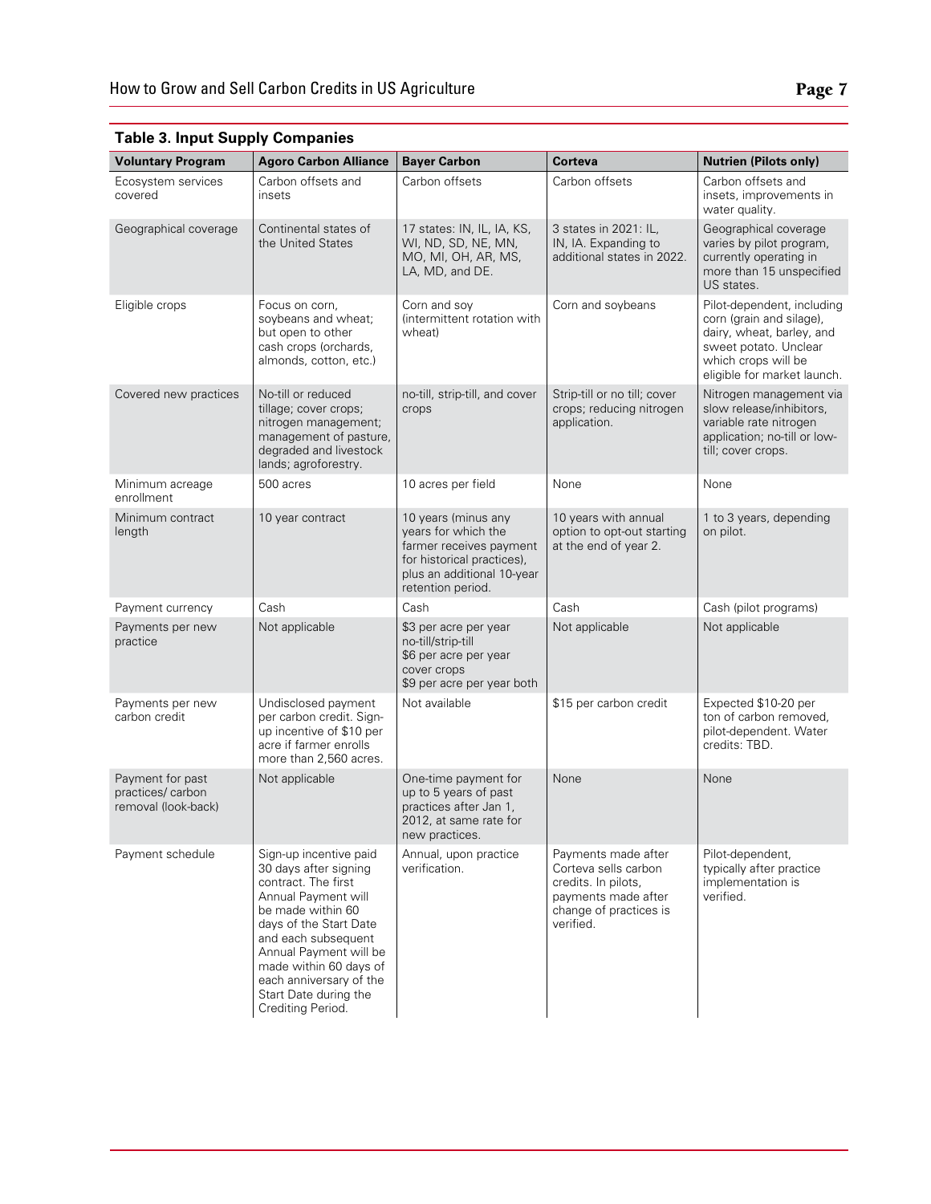### Table 3. Input Supply Companies

| Voluntary Program | Agoro Carbon Alliance | Bayer Carbon | Corteva | Nutrien (Pilots only) |
|---|---|---|---|---|
| Ecosystem services covered | Carbon offsets and insets | Carbon offsets | Carbon offsets | Carbon offsets and insets, improvements in water quality. |
| Geographical coverage | Continental states of the United States | 17 states: IN, IL, IA, KS, WI, ND, SD, NE, MN, MO, MI, OH, AR, MS, LA, MD, and DE. | 3 states in 2021: IL, IN, IA. Expanding to additional states in 2022. | Geographical coverage varies by pilot program, currently operating in more than 15 unspecified US states. |
| Eligible crops | Focus on corn, soybeans and wheat; but open to other cash crops (orchards, almonds, cotton, etc.) | Corn and soy (intermittent rotation with wheat) | Corn and soybeans | Pilot-dependent, including corn (grain and silage), dairy, wheat, barley, and sweet potato. Unclear which crops will be eligible for market launch. |
| Covered new practices | No-till or reduced tillage; cover crops; nitrogen management; management of pasture, degraded and livestock lands; agroforestry. | no-till, strip-till, and cover crops | Strip-till or no till; cover crops; reducing nitrogen application. | Nitrogen management via slow release/inhibitors, variable rate nitrogen application; no-till or low-till; cover crops. |
| Minimum acreage enrollment | 500 acres | 10 acres per field | None | None |
| Minimum contract length | 10 year contract | 10 years (minus any years for which the farmer receives payment for historical practices), plus an additional 10-year retention period. | 10 years with annual option to opt-out starting at the end of year 2. | 1 to 3 years, depending on pilot. |
| Payment currency | Cash | Cash | Cash | Cash (pilot programs) |
| Payments per new practice | Not applicable | \$3 per acre per year no-till/strip-till<br>\$6 per acre per year cover crops<br>\$9 per acre per year both | Not applicable | Not applicable |
| Payments per new carbon credit | Undisclosed payment per carbon credit. Sign-up incentive of \$10 per acre if farmer enrolls more than 2,560 acres. | Not available | \$15 per carbon credit | Expected \$10-20 per ton of carbon removed, pilot-dependent. Water credits: TBD. |
| Payment for past practices/ carbon removal (look-back) | Not applicable | One-time payment for up to 5 years of past practices after Jan 1, 2012, at same rate for new practices. | None | None |
| Payment schedule | Sign-up incentive paid 30 days after signing contract. The first Annual Payment will be made within 60 days of the Start Date and each subsequent Annual Payment will be made within 60 days of each anniversary of the Start Date during the Crediting Period. | Annual, upon practice verification. | Payments made after Corteva sells carbon credits. In pilots, payments made after change of practices is verified. | Pilot-dependent, typically after practice implementation is verified. |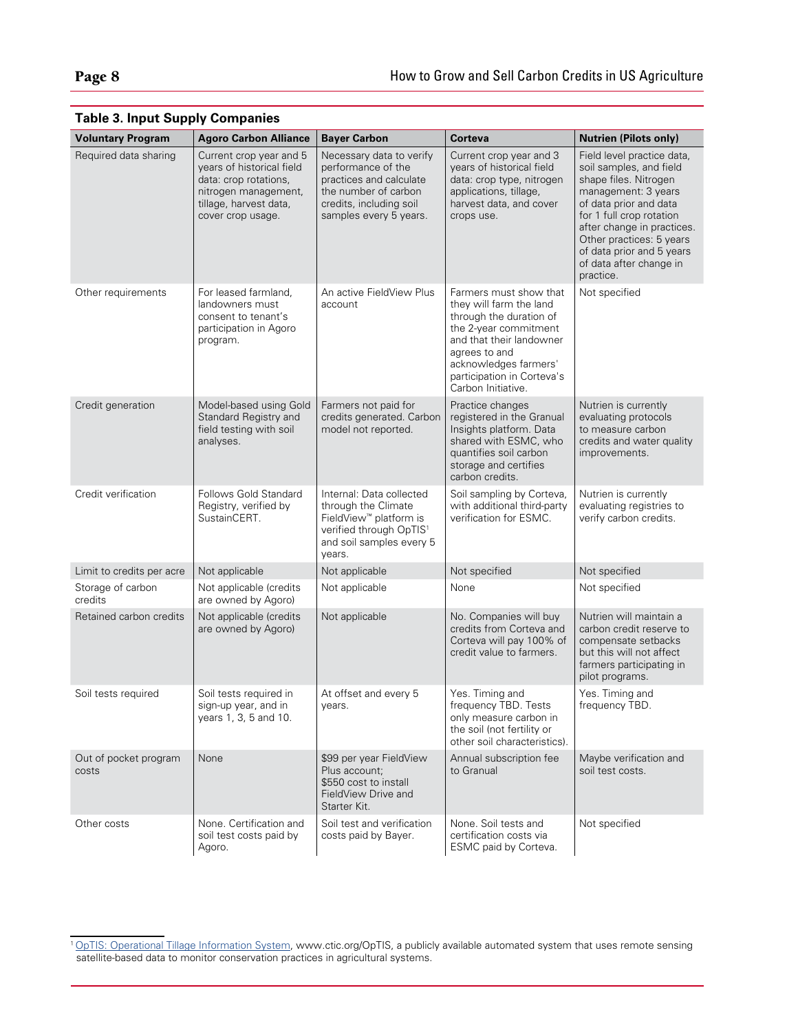### Table 3. Input Supply Companies

| Voluntary Program | Agoro Carbon Alliance | Bayer Carbon | Corteva | Nutrien (Pilots only) |
|---|---|---|---|---|
| Required data sharing | Current crop year and 5 years of historical field data: crop rotations, nitrogen management, tillage, harvest data, cover crop usage. | Necessary data to verify performance of the practices and calculate the number of carbon credits, including soil samples every 5 years. | Current crop year and 3 years of historical field data: crop type, nitrogen applications, tillage, harvest data, and cover crops use. | Field level practice data, soil samples, and field shape files. Nitrogen management: 3 years of data prior and data for 1 full crop rotation after change in practices. Other practices: 5 years of data prior and 5 years of data after change in practice. |
| Other requirements | For leased farmland, landowners must consent to tenant's participation in Agoro program. | An active FieldView Plus account | Farmers must show that they will farm the land through the duration of the 2-year commitment and that their landowner agrees to and acknowledges farmers' participation in Corteva's Carbon Initiative. | Not specified |
| Credit generation | Model-based using Gold Standard Registry and field testing with soil analyses. | Farmers not paid for credits generated. Carbon model not reported. | Practice changes registered in the Granual Insights platform. Data shared with ESMC, who quantifies soil carbon storage and certifies carbon credits. | Nutrien is currently evaluating protocols to measure carbon credits and water quality improvements. |
| Credit verification | Follows Gold Standard Registry, verified by SustainCERT. | Internal: Data collected through the Climate FieldView™ platform is verified through OpTIS[1] and soil samples every 5 years. | Soil sampling by Corteva, with additional third-party verification for ESMC. | Nutrien is currently evaluating registries to verify carbon credits. |
| Limit to credits per acre | Not applicable | Not applicable | Not specified | Not specified |
| Storage of carbon credits | Not applicable (credits are owned by Agoro) | Not applicable | None | Not specified |
| Retained carbon credits | Not applicable (credits are owned by Agoro) | Not applicable | No. Companies will buy credits from Corteva and Corteva will pay 100% of credit value to farmers. | Nutrien will maintain a carbon credit reserve to compensate setbacks but this will not affect farmers participating in pilot programs. |
| Soil tests required | Soil tests required in sign-up year, and in years 1, 3, 5 and 10. | At offset and every 5 years. | Yes. Timing and frequency TBD. Tests only measure carbon in the soil (not fertility or other soil characteristics). | Yes. Timing and frequency TBD. |
| Out of pocket program costs | None | $99 per year FieldView Plus account; $550 cost to install FieldView Drive and Starter Kit. | Annual subscription fee to Granual | Maybe verification and soil test costs. |
| Other costs | None. Certification and soil test costs paid by Agoro. | Soil test and verification costs paid by Bayer. | None. Soil tests and certification costs via ESMC paid by Corteva. | Not specified |

[1] OpTIS: Operational Tillage Information System, www.ctic.org/OpTIS, a publicly available automated system that uses remote sensing satellite-based data to monitor conservation practices in agricultural systems.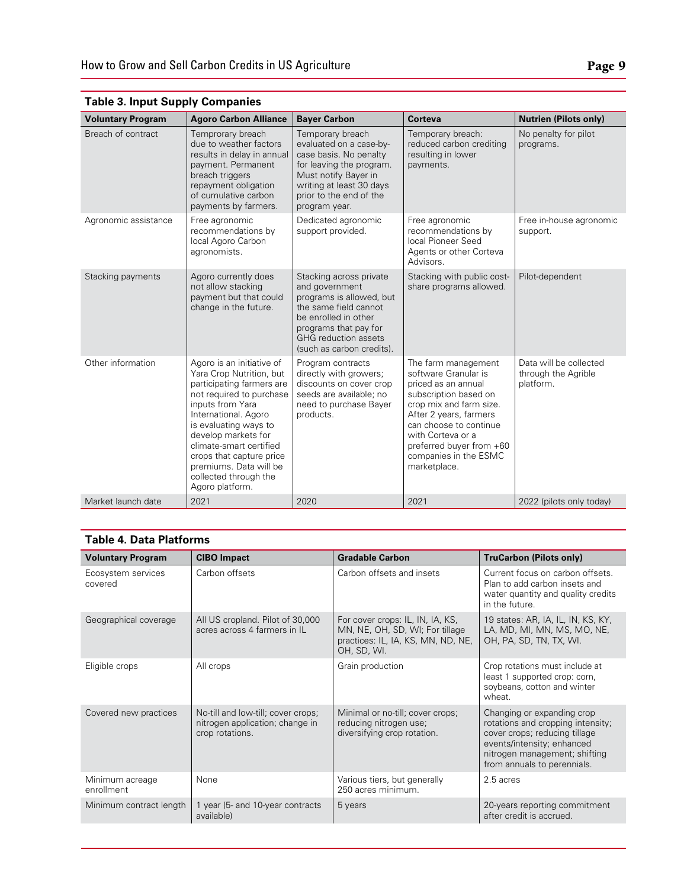### Table 3. Input Supply Companies

| Voluntary Program | Agoro Carbon Alliance | Bayer Carbon | Corteva | Nutrien (Pilots only) |
|---|---|---|---|---|
| Breach of contract | Temprorary breach due to weather factors results in delay in annual payment. Permanent breach triggers repayment obligation of cumulative carbon payments by farmers. | Temporary breach evaluated on a case-by-case basis. No penalty for leaving the program. Must notify Bayer in writing at least 30 days prior to the end of the program year. | Temporary breach: reduced carbon crediting resulting in lower payments. | No penalty for pilot programs. |
| Agronomic assistance | Free agronomic recommendations by local Agoro Carbon agronomists. | Dedicated agronomic support provided. | Free agronomic recommendations by local Pioneer Seed Agents or other Corteva Advisors. | Free in-house agronomic support. |
| Stacking payments | Agoro currently does not allow stacking payment but that could change in the future. | Stacking across private and government programs is allowed, but the same field cannot be enrolled in other programs that pay for GHG reduction assets (such as carbon credits). | Stacking with public cost-share programs allowed. | Pilot-dependent |
| Other information | Agoro is an initiative of Yara Crop Nutrition, but participating farmers are not required to purchase inputs from Yara International. Agoro is evaluating ways to develop markets for climate-smart certified crops that capture price premiums. Data will be collected through the Agoro platform. | Program contracts directly with growers; discounts on cover crop seeds are available; no need to purchase Bayer products. | The farm management software Granular is priced as an annual subscription based on crop mix and farm size. After 2 years, farmers can choose to continue with Corteva or a preferred buyer from +60 companies in the ESMC marketplace. | Data will be collected through the Agrible platform. |
| Market launch date | 2021 | 2020 | 2021 | 2022 (pilots only today) |

### Table 4. Data Platforms

| Voluntary Program | CIBO Impact | Gradable Carbon | TruCarbon (Pilots only) |
|---|---|---|---|
| Ecosystem services covered | Carbon offsets | Carbon offsets and insets | Current focus on carbon offsets. Plan to add carbon insets and water quantity and quality credits in the future. |
| Geographical coverage | All US cropland. Pilot of 30,000 acres across 4 farmers in IL | For cover crops: IL, IN, IA, KS, MN, NE, OH, SD, WI; For tillage practices: IL, IA, KS, MN, ND, NE, OH, SD, WI. | 19 states: AR, IA, IL, IN, KS, KY, LA, MD, MI, MN, MS, MO, NE, OH, PA, SD, TN, TX, WI. |
| Eligible crops | All crops | Grain production | Crop rotations must include at least 1 supported crop: corn, soybeans, cotton and winter wheat. |
| Covered new practices | No-till and low-till; cover crops; nitrogen application; change in crop rotations. | Minimal or no-till; cover crops; reducing nitrogen use; diversifying crop rotation. | Changing or expanding crop rotations and cropping intensity; cover crops; reducing tillage events/intensity; enhanced nitrogen management; shifting from annuals to perennials. |
| Minimum acreage enrollment | None | Various tiers, but generally 250 acres minimum. | 2.5 acres |
| Minimum contract length | 1 year (5- and 10-year contracts available) | 5 years | 20-years reporting commitment after credit is accrued. |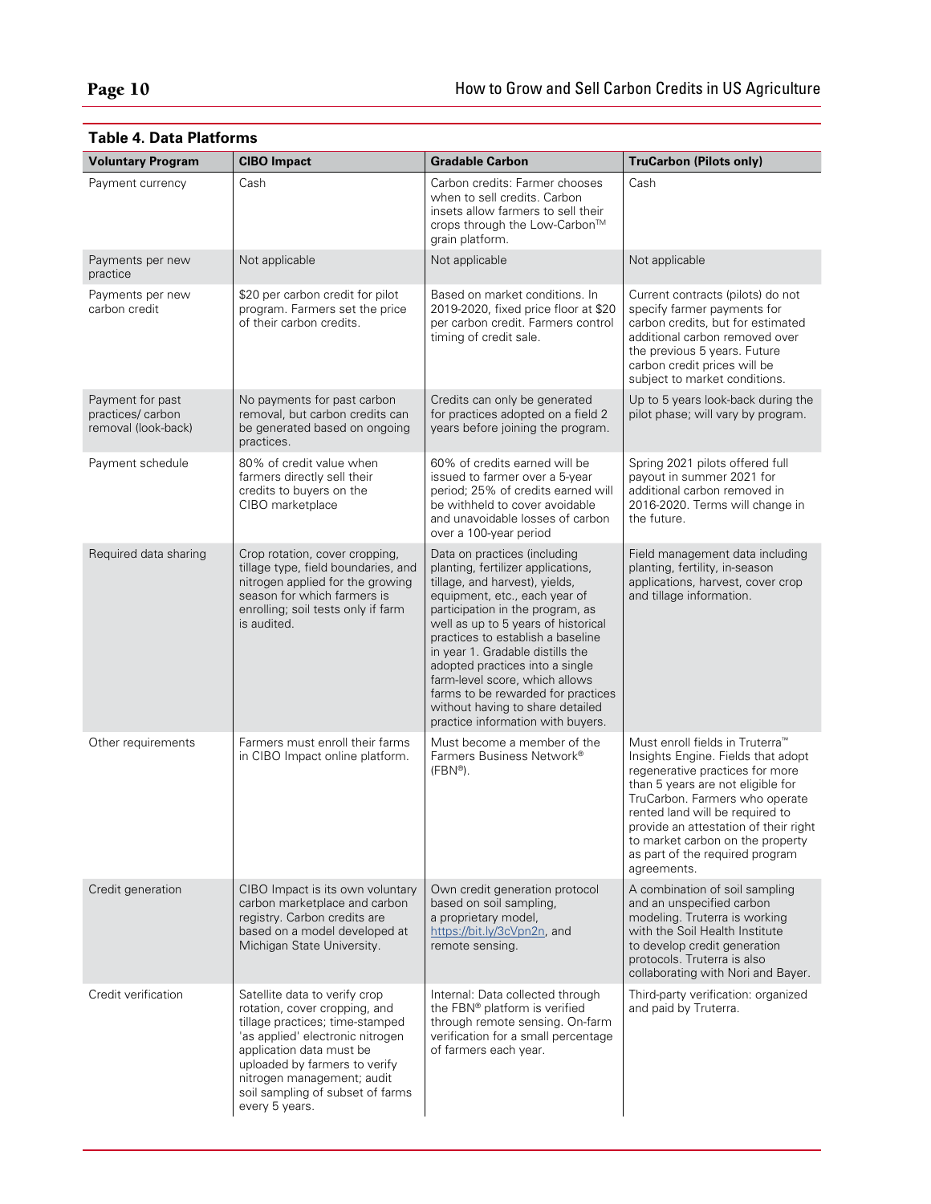**Table 4. Data Platforms**

| Voluntary Program | CIBO Impact | Gradable Carbon | TruCarbon (Pilots only) |
|---|---|---|---|
| Payment currency | Cash | Carbon credits: Farmer chooses when to sell credits. Carbon insets allow farmers to sell their crops through the Low-Carbon™ grain platform. | Cash |
| Payments per new practice | Not applicable | Not applicable | Not applicable |
| Payments per new carbon credit | $20 per carbon credit for pilot program. Farmers set the price of their carbon credits. | Based on market conditions. In 2019-2020, fixed price floor at $20 per carbon credit. Farmers control timing of credit sale. | Current contracts (pilots) do not specify farmer payments for carbon credits, but for estimated additional carbon removed over the previous 5 years. Future carbon credit prices will be subject to market conditions. |
| Payment for past practices/ carbon removal (look-back) | No payments for past carbon removal, but carbon credits can be generated based on ongoing practices. | Credits can only be generated for practices adopted on a field 2 years before joining the program. | Up to 5 years look-back during the pilot phase; will vary by program. |
| Payment schedule | 80% of credit value when farmers directly sell their credits to buyers on the CIBO marketplace | 60% of credits earned will be issued to farmer over a 5-year period; 25% of credits earned will be withheld to cover avoidable and unavoidable losses of carbon over a 100-year period | Spring 2021 pilots offered full payout in summer 2021 for additional carbon removed in 2016-2020. Terms will change in the future. |
| Required data sharing | Crop rotation, cover cropping, tillage type, field boundaries, and nitrogen applied for the growing season for which farmers is enrolling; soil tests only if farm is audited. | Data on practices (including planting, fertilizer applications, tillage, and harvest), yields, equipment, etc., each year of participation in the program, as well as up to 5 years of historical practices to establish a baseline in year 1. Gradable distills the adopted practices into a single farm-level score, which allows farms to be rewarded for practices without having to share detailed practice information with buyers. | Field management data including planting, fertility, in-season applications, harvest, cover crop and tillage information. |
| Other requirements | Farmers must enroll their farms in CIBO Impact online platform. | Must become a member of the Farmers Business Network® (FBN®). | Must enroll fields in Truterra™ Insights Engine. Fields that adopt regenerative practices for more than 5 years are not eligible for TruCarbon. Farmers who operate rented land will be required to provide an attestation of their right to market carbon on the property as part of the required program agreements. |
| Credit generation | CIBO Impact is its own voluntary carbon marketplace and carbon registry. Carbon credits are based on a model developed at Michigan State University. | Own credit generation protocol based on soil sampling, a proprietary model, https://bit.ly/3cVpn2n, and remote sensing. | A combination of soil sampling and an unspecified carbon modeling. Truterra is working with the Soil Health Institute to develop credit generation protocols. Truterra is also collaborating with Nori and Bayer. |
| Credit verification | Satellite data to verify crop rotation, cover cropping, and tillage practices; time-stamped 'as applied' electronic nitrogen application data must be uploaded by farmers to verify nitrogen management; audit soil sampling of subset of farms every 5 years. | Internal: Data collected through the FBN® platform is verified through remote sensing. On-farm verification for a small percentage of farmers each year. | Third-party verification: organized and paid by Truterra. |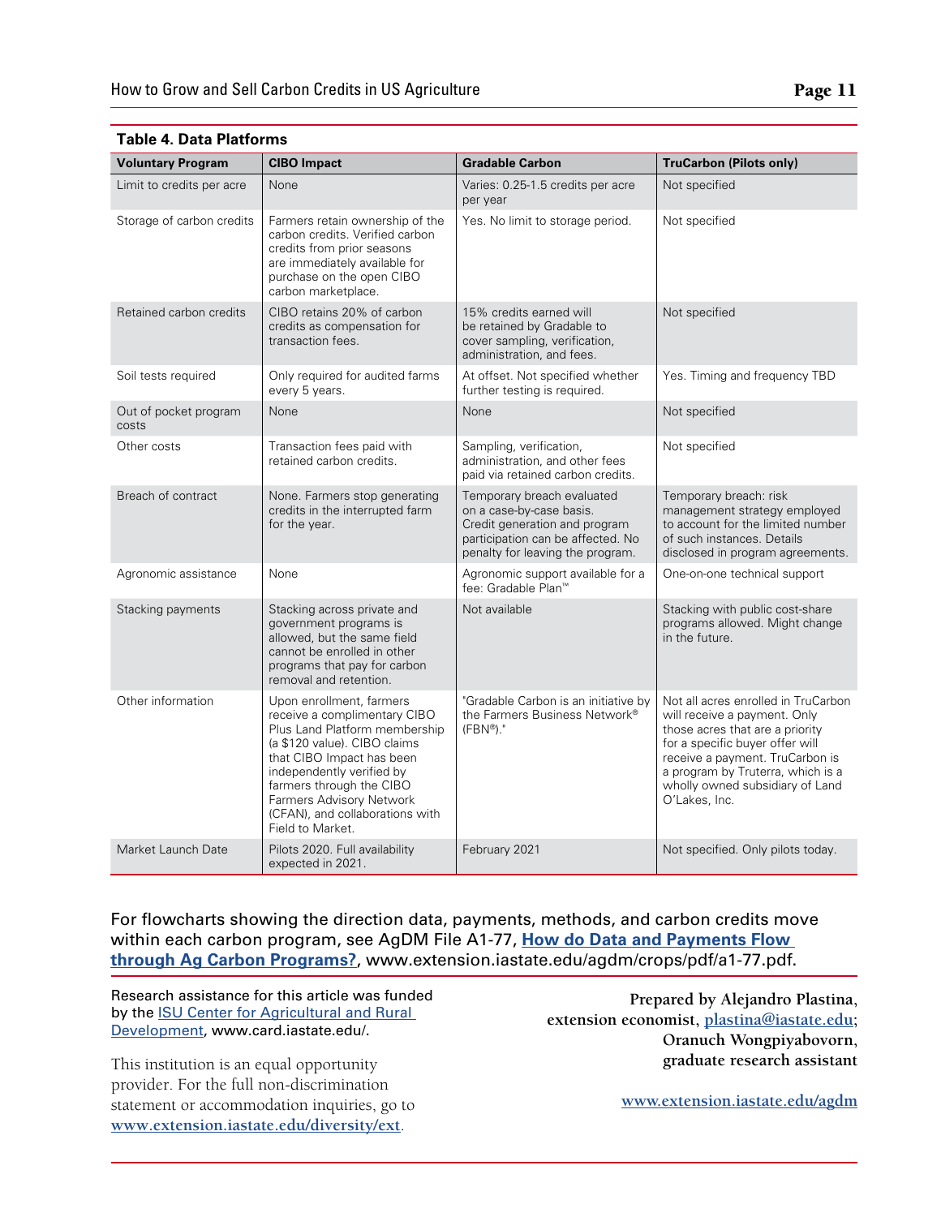**Table 4. Data Platforms**

| Voluntary Program | CIBO Impact | Gradable Carbon | TruCarbon (Pilots only) |
|---|---|---|---|
| Limit to credits per acre | None | Varies: 0.25-1.5 credits per acre per year | Not specified |
| Storage of carbon credits | Farmers retain ownership of the carbon credits. Verified carbon credits from prior seasons are immediately available for purchase on the open CIBO carbon marketplace. | Yes. No limit to storage period. | Not specified |
| Retained carbon credits | CIBO retains 20% of carbon credits as compensation for transaction fees. | 15% credits earned will be retained by Gradable to cover sampling, verification, administration, and fees. | Not specified |
| Soil tests required | Only required for audited farms every 5 years. | At offset. Not specified whether further testing is required. | Yes. Timing and frequency TBD |
| Out of pocket program costs | None | None | Not specified |
| Other costs | Transaction fees paid with retained carbon credits. | Sampling, verification, administration, and other fees paid via retained carbon credits. | Not specified |
| Breach of contract | None. Farmers stop generating credits in the interrupted farm for the year. | Temporary breach evaluated on a case-by-case basis. Credit generation and program participation can be affected. No penalty for leaving the program. | Temporary breach: risk management strategy employed to account for the limited number of such instances. Details disclosed in program agreements. |
| Agronomic assistance | None | Agronomic support available for a fee: Gradable Plan™ | One-on-one technical support |
| Stacking payments | Stacking across private and government programs is allowed, but the same field cannot be enrolled in other programs that pay for carbon removal and retention. | Not available | Stacking with public cost-share programs allowed. Might change in the future. |
| Other information | Upon enrollment, farmers receive a complimentary CIBO Plus Land Platform membership (a $120 value). CIBO claims that CIBO Impact has been independently verified by farmers through the CIBO Farmers Advisory Network (CFAN), and collaborations with Field to Market. | "Gradable Carbon is an initiative by the Farmers Business Network® (FBN®)." | Not all acres enrolled in TruCarbon will receive a payment. Only those acres that are a priority for a specific buyer offer will receive a payment. TruCarbon is a program by Truterra, which is a wholly owned subsidiary of Land O'Lakes, Inc. |
| Market Launch Date | Pilots 2020. Full availability expected in 2021. | February 2021 | Not specified. Only pilots today. |

For flowcharts showing the direction data, payments, methods, and carbon credits move within each carbon program, see AgDM File A1-77, **How do Data and Payments Flow through Ag Carbon Programs?**, www.extension.iastate.edu/agdm/crops/pdf/a1-77.pdf.

Research assistance for this article was funded by the ISU Center for Agricultural and Rural Development, www.card.iastate.edu/.

This institution is an equal opportunity provider. For the full non-discrimination statement or accommodation inquiries, go to **www.extension.iastate.edu/diversity/ext**.

**Prepared by Alejandro Plastina, extension economist, plastina@iastate.edu; Oranuch Wongpiyabovorn, graduate research assistant**

**www.extension.iastate.edu/agdm**